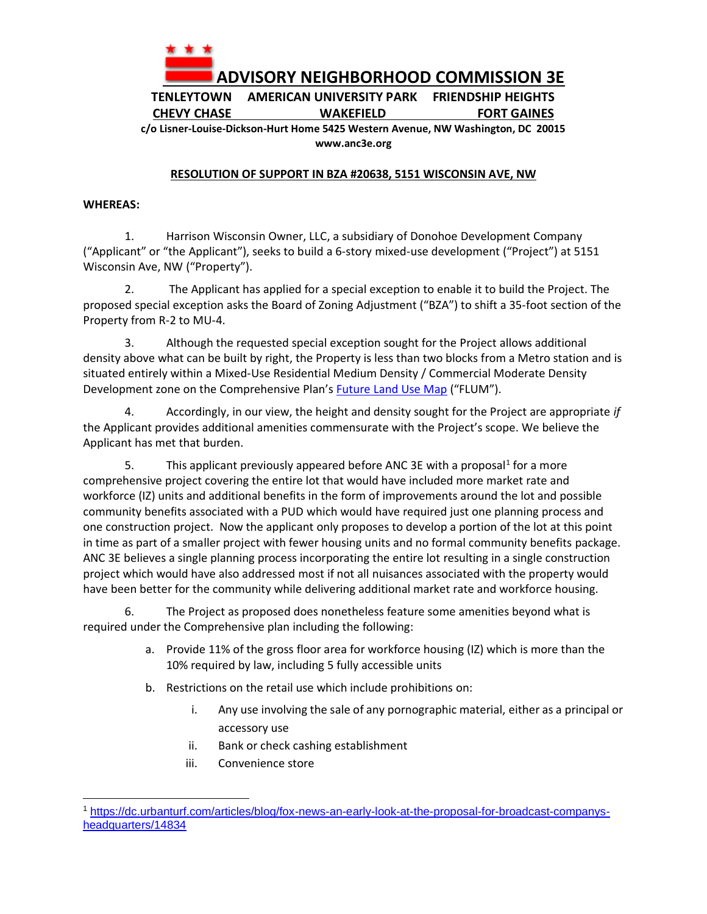# ADVISORY NEIGHBORHOOD COMMISSION 3E

**TENLEYTOWN AMERICAN UNIVERSITY PARK FRIENDSHIP HEIGHTS**
**CHEVY CHASE WAKEFIELD FORT GAINES**

**c/o Lisner-Louise-Dickson-Hurt Home 5425 Western Avenue, NW Washington, DC 20015**
**www.anc3e.org**

## RESOLUTION OF SUPPORT IN BZA #20638, 5151 WISCONSIN AVE, NW

**WHEREAS:**

1. Harrison Wisconsin Owner, LLC, a subsidiary of Donohoe Development Company ("Applicant" or "the Applicant"), seeks to build a 6-story mixed-use development ("Project") at 5151 Wisconsin Ave, NW ("Property").

2. The Applicant has applied for a special exception to enable it to build the Project. The proposed special exception asks the Board of Zoning Adjustment ("BZA") to shift a 35-foot section of the Property from R-2 to MU-4.

3. Although the requested special exception sought for the Project allows additional density above what can be built by right, the Property is less than two blocks from a Metro station and is situated entirely within a Mixed-Use Residential Medium Density / Commercial Moderate Density Development zone on the Comprehensive Plan's Future Land Use Map ("FLUM").

4. Accordingly, in our view, the height and density sought for the Project are appropriate *if* the Applicant provides additional amenities commensurate with the Project's scope. We believe the Applicant has met that burden.

5. This applicant previously appeared before ANC 3E with a proposal[1] for a more comprehensive project covering the entire lot that would have included more market rate and workforce (IZ) units and additional benefits in the form of improvements around the lot and possible community benefits associated with a PUD which would have required just one planning process and one construction project. Now the applicant only proposes to develop a portion of the lot at this point in time as part of a smaller project with fewer housing units and no formal community benefits package. ANC 3E believes a single planning process incorporating the entire lot resulting in a single construction project which would have also addressed most if not all nuisances associated with the property would have been better for the community while delivering additional market rate and workforce housing.

6. The Project as proposed does nonetheless feature some amenities beyond what is required under the Comprehensive plan including the following:

   a. Provide 11% of the gross floor area for workforce housing (IZ) which is more than the 10% required by law, including 5 fully accessible units

   b. Restrictions on the retail use which include prohibitions on:

      i. Any use involving the sale of any pornographic material, either as a principal or accessory use

      ii. Bank or check cashing establishment

      iii. Convenience store

---

[1] https://dc.urbanturf.com/articles/blog/fox-news-an-early-look-at-the-proposal-for-broadcast-companys-headquarters/14834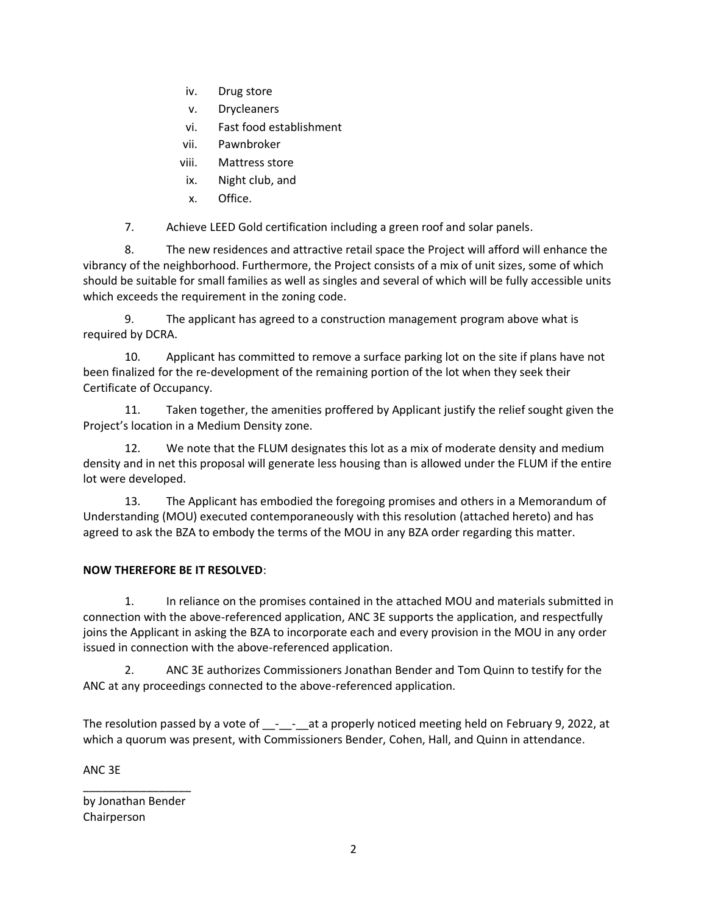iv. Drug store
v. Drycleaners
vi. Fast food establishment
vii. Pawnbroker
viii. Mattress store
ix. Night club, and
x. Office.

7. Achieve LEED Gold certification including a green roof and solar panels.

8. The new residences and attractive retail space the Project will afford will enhance the vibrancy of the neighborhood. Furthermore, the Project consists of a mix of unit sizes, some of which should be suitable for small families as well as singles and several of which will be fully accessible units which exceeds the requirement in the zoning code.

9. The applicant has agreed to a construction management program above what is required by DCRA.

10. Applicant has committed to remove a surface parking lot on the site if plans have not been finalized for the re-development of the remaining portion of the lot when they seek their Certificate of Occupancy.

11. Taken together, the amenities proffered by Applicant justify the relief sought given the Project's location in a Medium Density zone.

12. We note that the FLUM designates this lot as a mix of moderate density and medium density and in net this proposal will generate less housing than is allowed under the FLUM if the entire lot were developed.

13. The Applicant has embodied the foregoing promises and others in a Memorandum of Understanding (MOU) executed contemporaneously with this resolution (attached hereto) and has agreed to ask the BZA to embody the terms of the MOU in any BZA order regarding this matter.

**NOW THEREFORE BE IT RESOLVED**:

1. In reliance on the promises contained in the attached MOU and materials submitted in connection with the above-referenced application, ANC 3E supports the application, and respectfully joins the Applicant in asking the BZA to incorporate each and every provision in the MOU in any order issued in connection with the above-referenced application.

2. ANC 3E authorizes Commissioners Jonathan Bender and Tom Quinn to testify for the ANC at any proceedings connected to the above-referenced application.

The resolution passed by a vote of __-__-__at a properly noticed meeting held on February 9, 2022, at which a quorum was present, with Commissioners Bender, Cohen, Hall, and Quinn in attendance.

ANC 3E

_________________

by Jonathan Bender
Chairperson